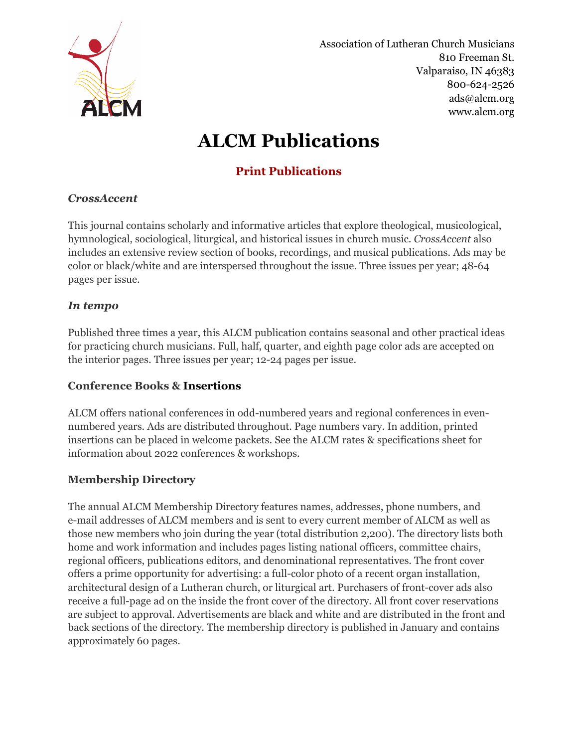Association of Lutheran Church Musicians
810 Freeman St.
Valparaiso, IN 46383
800-624-2526
ads@alcm.org
www.alcm.org

# ALCM Publications

## Print Publications

### *CrossAccent*

This journal contains scholarly and informative articles that explore theological, musicological, hymnological, sociological, liturgical, and historical issues in church music. *CrossAccent* also includes an extensive review section of books, recordings, and musical publications. Ads may be color or black/white and are interspersed throughout the issue. Three issues per year; 48-64 pages per issue.

### *In tempo*

Published three times a year, this ALCM publication contains seasonal and other practical ideas for practicing church musicians. Full, half, quarter, and eighth page color ads are accepted on the interior pages. Three issues per year; 12-24 pages per issue.

### Conference Books & Insertions

ALCM offers national conferences in odd-numbered years and regional conferences in even-numbered years. Ads are distributed throughout. Page numbers vary. In addition, printed insertions can be placed in welcome packets. See the ALCM rates & specifications sheet for information about 2022 conferences & workshops.

### Membership Directory

The annual ALCM Membership Directory features names, addresses, phone numbers, and e-mail addresses of ALCM members and is sent to every current member of ALCM as well as those new members who join during the year (total distribution 2,200). The directory lists both home and work information and includes pages listing national officers, committee chairs, regional officers, publications editors, and denominational representatives. The front cover offers a prime opportunity for advertising: a full-color photo of a recent organ installation, architectural design of a Lutheran church, or liturgical art. Purchasers of front-cover ads also receive a full-page ad on the inside the front cover of the directory. All front cover reservations are subject to approval. Advertisements are black and white and are distributed in the front and back sections of the directory. The membership directory is published in January and contains approximately 60 pages.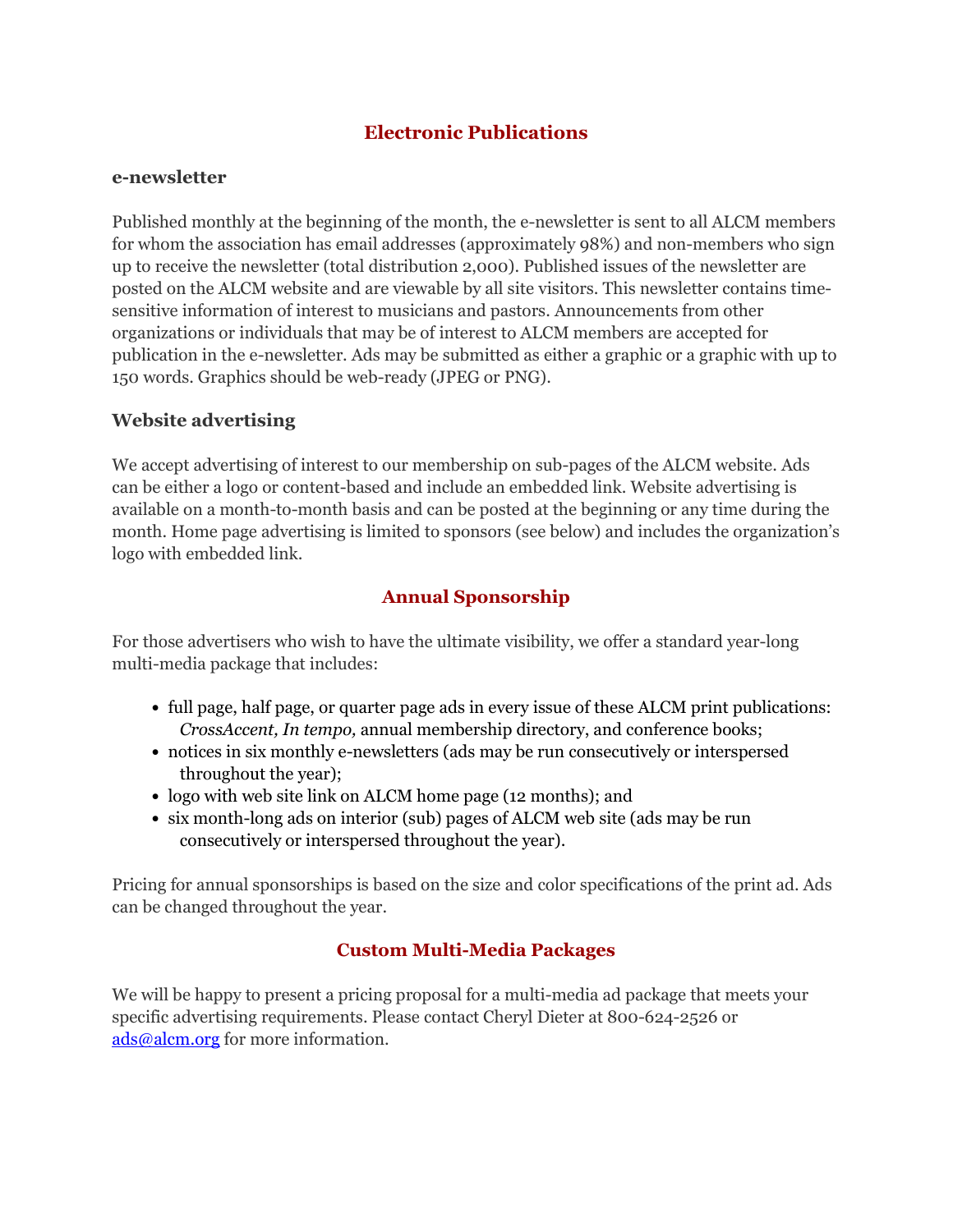## Electronic Publications

### e-newsletter

Published monthly at the beginning of the month, the e-newsletter is sent to all ALCM members for whom the association has email addresses (approximately 98%) and non-members who sign up to receive the newsletter (total distribution 2,000). Published issues of the newsletter are posted on the ALCM website and are viewable by all site visitors. This newsletter contains time-sensitive information of interest to musicians and pastors. Announcements from other organizations or individuals that may be of interest to ALCM members are accepted for publication in the e-newsletter. Ads may be submitted as either a graphic or a graphic with up to 150 words. Graphics should be web-ready (JPEG or PNG).

### Website advertising

We accept advertising of interest to our membership on sub-pages of the ALCM website. Ads can be either a logo or content-based and include an embedded link. Website advertising is available on a month-to-month basis and can be posted at the beginning or any time during the month. Home page advertising is limited to sponsors (see below) and includes the organization's logo with embedded link.

## Annual Sponsorship

For those advertisers who wish to have the ultimate visibility, we offer a standard year-long multi-media package that includes:

- full page, half page, or quarter page ads in every issue of these ALCM print publications: *CrossAccent, In tempo,* annual membership directory, and conference books;
- notices in six monthly e-newsletters (ads may be run consecutively or interspersed throughout the year);
- logo with web site link on ALCM home page (12 months); and
- six month-long ads on interior (sub) pages of ALCM web site (ads may be run consecutively or interspersed throughout the year).

Pricing for annual sponsorships is based on the size and color specifications of the print ad. Ads can be changed throughout the year.

## Custom Multi-Media Packages

We will be happy to present a pricing proposal for a multi-media ad package that meets your specific advertising requirements. Please contact Cheryl Dieter at 800-624-2526 or ads@alcm.org for more information.